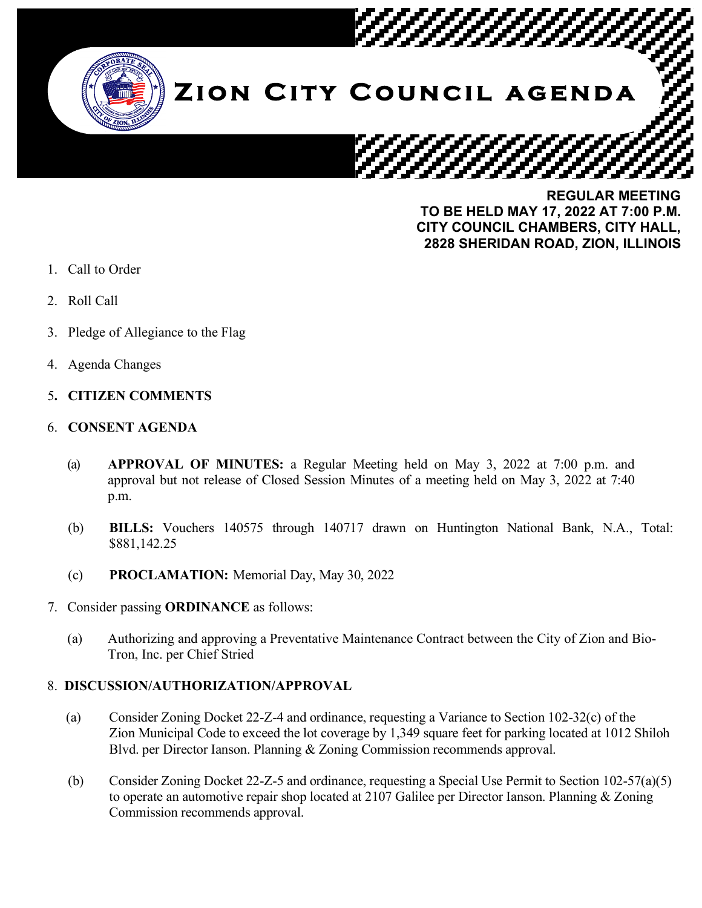# Zion City Council agenda

**REGULAR MEETING**
**TO BE HELD MAY 17, 2022 AT 7:00 P.M.**
**CITY COUNCIL CHAMBERS, CITY HALL,**
**2828 SHERIDAN ROAD, ZION, ILLINOIS**

1. Call to Order
2. Roll Call
3. Pledge of Allegiance to the Flag
4. Agenda Changes
5. **CITIZEN COMMENTS**
6. **CONSENT AGENDA**

   (a) **APPROVAL OF MINUTES:** a Regular Meeting held on May 3, 2022 at 7:00 p.m. and approval but not release of Closed Session Minutes of a meeting held on May 3, 2022 at 7:40 p.m.

   (b) **BILLS:** Vouchers 140575 through 140717 drawn on Huntington National Bank, N.A., Total: $881,142.25

   (c) **PROCLAMATION:** Memorial Day, May 30, 2022

7. Consider passing **ORDINANCE** as follows:

   (a) Authorizing and approving a Preventative Maintenance Contract between the City of Zion and Bio-Tron, Inc. per Chief Stried

8. **DISCUSSION/AUTHORIZATION/APPROVAL**

   (a) Consider Zoning Docket 22-Z-4 and ordinance, requesting a Variance to Section 102-32(c) of the Zion Municipal Code to exceed the lot coverage by 1,349 square feet for parking located at 1012 Shiloh Blvd. per Director Ianson. Planning & Zoning Commission recommends approval.

   (b) Consider Zoning Docket 22-Z-5 and ordinance, requesting a Special Use Permit to Section 102-57(a)(5) to operate an automotive repair shop located at 2107 Galilee per Director Ianson. Planning & Zoning Commission recommends approval.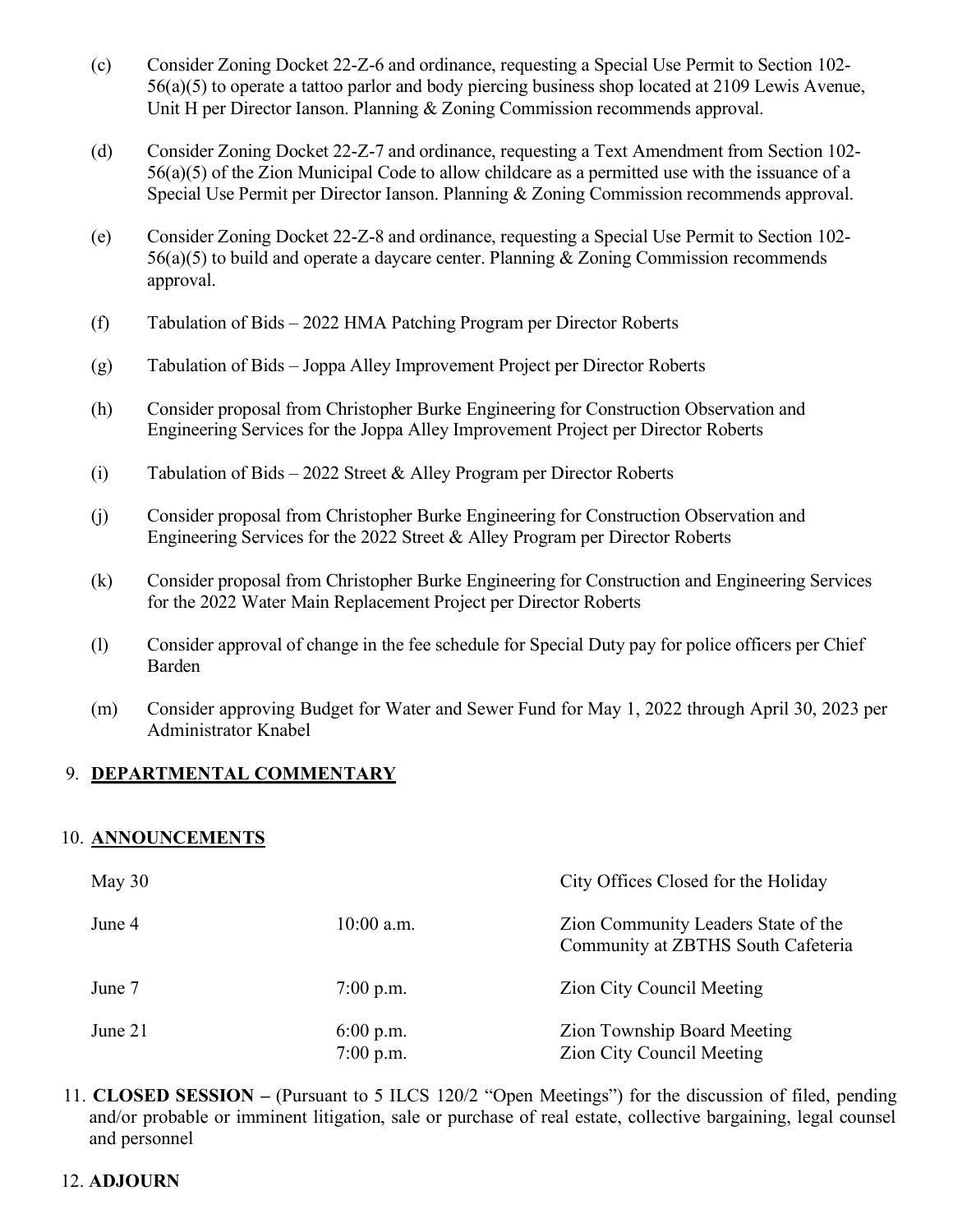(c) Consider Zoning Docket 22-Z-6 and ordinance, requesting a Special Use Permit to Section 102-56(a)(5) to operate a tattoo parlor and body piercing business shop located at 2109 Lewis Avenue, Unit H per Director Ianson. Planning & Zoning Commission recommends approval.

(d) Consider Zoning Docket 22-Z-7 and ordinance, requesting a Text Amendment from Section 102-56(a)(5) of the Zion Municipal Code to allow childcare as a permitted use with the issuance of a Special Use Permit per Director Ianson. Planning & Zoning Commission recommends approval.

(e) Consider Zoning Docket 22-Z-8 and ordinance, requesting a Special Use Permit to Section 102-56(a)(5) to build and operate a daycare center. Planning & Zoning Commission recommends approval.

(f) Tabulation of Bids – 2022 HMA Patching Program per Director Roberts

(g) Tabulation of Bids – Joppa Alley Improvement Project per Director Roberts

(h) Consider proposal from Christopher Burke Engineering for Construction Observation and Engineering Services for the Joppa Alley Improvement Project per Director Roberts

(i) Tabulation of Bids – 2022 Street & Alley Program per Director Roberts

(j) Consider proposal from Christopher Burke Engineering for Construction Observation and Engineering Services for the 2022 Street & Alley Program per Director Roberts

(k) Consider proposal from Christopher Burke Engineering for Construction and Engineering Services for the 2022 Water Main Replacement Project per Director Roberts

(l) Consider approval of change in the fee schedule for Special Duty pay for police officers per Chief Barden

(m) Consider approving Budget for Water and Sewer Fund for May 1, 2022 through April 30, 2023 per Administrator Knabel

9. **DEPARTMENTAL COMMENTARY**

10. **ANNOUNCEMENTS**

| | | |
|---|---|---|
| May 30 | | City Offices Closed for the Holiday |
| June 4 | 10:00 a.m. | Zion Community Leaders State of the Community at ZBTHS South Cafeteria |
| June 7 | 7:00 p.m. | Zion City Council Meeting |
| June 21 | 6:00 p.m.<br>7:00 p.m. | Zion Township Board Meeting<br>Zion City Council Meeting |

11. **CLOSED SESSION –** (Pursuant to 5 ILCS 120/2 "Open Meetings") for the discussion of filed, pending and/or probable or imminent litigation, sale or purchase of real estate, collective bargaining, legal counsel and personnel

12. **ADJOURN**